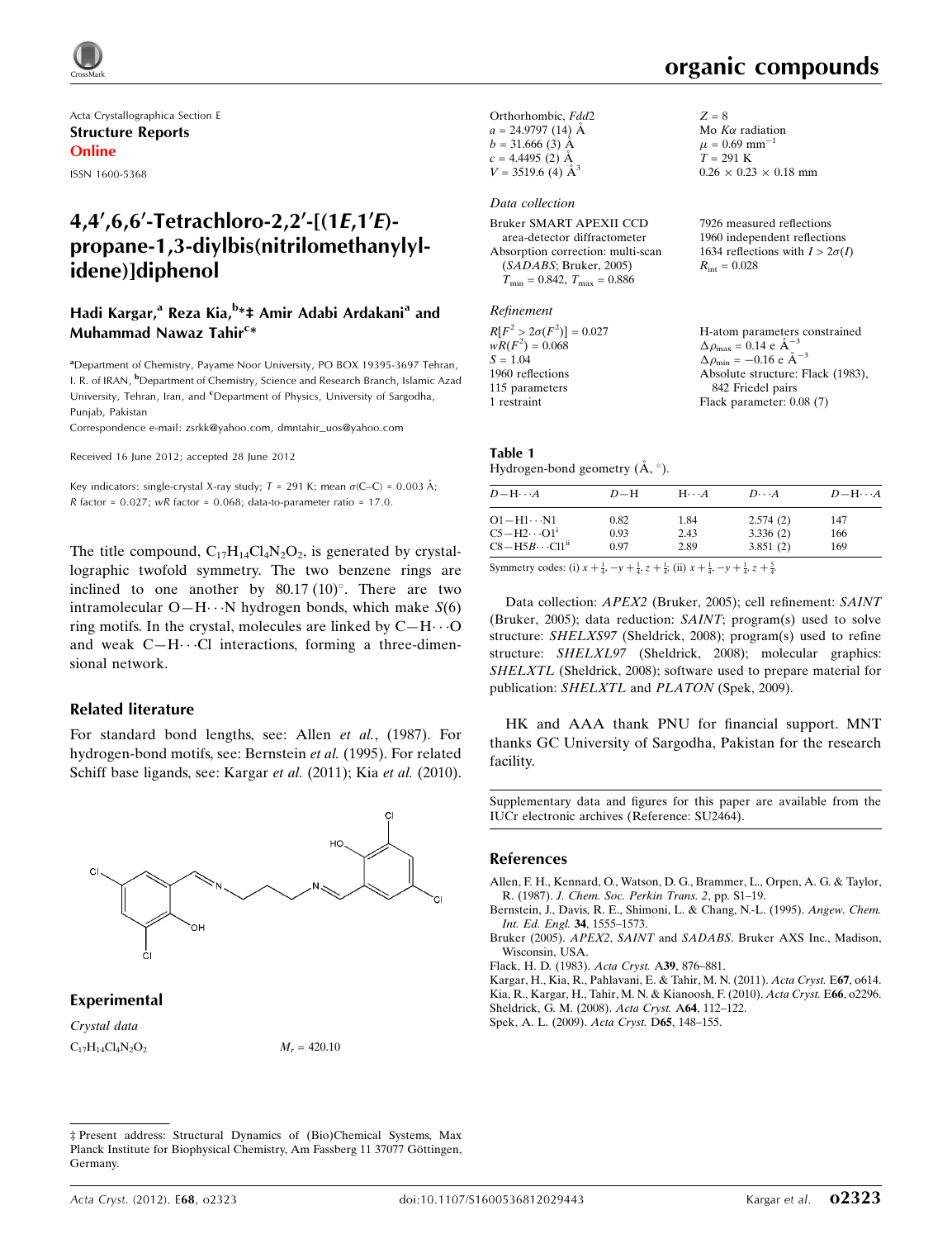Acta Crystallographica Section E

**Structure Reports Online**

ISSN 1600-5368

# 4,4′,6,6′-Tetrachloro-2,2′-[(1*E*,1′*E*)-propane-1,3-diylbis(nitrilomethanylylidene)]diphenol

**Hadi Kargar,[a] Reza Kia,[b]*‡ Amir Adabi Ardakani[a] and Muhammad Nawaz Tahir[c]***

[a]Department of Chemistry, Payame Noor University, PO BOX 19395-3697 Tehran, I. R. of IRAN, [b]Department of Chemistry, Science and Research Branch, Islamic Azad University, Tehran, Iran, and [c]Department of Physics, University of Sargodha, Punjab, Pakistan

Correspondence e-mail: zsrkk@yahoo.com, dmntahir_uos@yahoo.com

Received 16 June 2012; accepted 28 June 2012

Key indicators: single-crystal X-ray study; $T$ = 291 K; mean σ(C–C) = 0.003 Å; $R$ factor = 0.027; $wR$ factor = 0.068; data-to-parameter ratio = 17.0.

The title compound, $C_{17}H_{14}Cl_4N_2O_2$, is generated by crystallographic twofold symmetry. The two benzene rings are inclined to one another by 80.17 (10)°. There are two intramolecular O—H⋯N hydrogen bonds, which make *S*(6) ring motifs. In the crystal, molecules are linked by C—H⋯O and weak C—H⋯Cl interactions, forming a three-dimensional network.

## Related literature

For standard bond lengths, see: Allen *et al.*, (1987). For hydrogen-bond motifs, see: Bernstein *et al.* (1995). For related Schiff base ligands, see: Kargar *et al.* (2011); Kia *et al.* (2010).

## Experimental

*Crystal data*

$C_{17}H_{14}Cl_4N_2O_2$

$M_r$ = 420.10

Orthorhombic, *Fdd*2

$a$ = 24.9797 (14) Å

$b$ = 31.666 (3) Å

$c$ = 4.4495 (2) Å

$V$ = 3519.6 (4) Å$^3$

$Z$ = 8

Mo $K\alpha$ radiation

$\mu$ = 0.69 mm$^{-1}$

$T$ = 291 K

0.26 × 0.23 × 0.18 mm

*Data collection*

Bruker SMART APEXII CCD area-detector diffractometer

Absorption correction: multi-scan (*SADABS*; Bruker, 2005)

$T_{min}$ = 0.842, $T_{max}$ = 0.886

7926 measured reflections

1960 independent reflections

1634 reflections with $I > 2\sigma(I)$

$R_{int}$ = 0.028

*Refinement*

$R[F^2 > 2\sigma(F^2)]$ = 0.027

$wR(F^2)$ = 0.068

$S$ = 1.04

1960 reflections

115 parameters

1 restraint

H-atom parameters constrained

$\Delta\rho_{max}$ = 0.14 e Å$^{-3}$

$\Delta\rho_{min}$ = −0.16 e Å$^{-3}$

Absolute structure: Flack (1983), 842 Friedel pairs

Flack parameter: 0.08 (7)

**Table 1**

Hydrogen-bond geometry (Å, °).

| $D$—H⋯$A$ | $D$—H | H⋯$A$ | $D$⋯$A$ | $D$—H⋯$A$ |
|---|---|---|---|---|
| O1—H1⋯N1 | 0.82 | 1.84 | 2.574 (2) | 147 |
| C5—H2⋯O1$^{i}$ | 0.93 | 2.43 | 3.336 (2) | 166 |
| C8—H5*B*⋯Cl1$^{ii}$ | 0.97 | 2.89 | 3.851 (2) | 169 |

Symmetry codes: (i) $x+\frac{1}{4}, -y+\frac{1}{4}, z+\frac{1}{4}$; (ii) $x+\frac{1}{4}, -y+\frac{1}{4}, z+\frac{5}{4}$.

Data collection: *APEX2* (Bruker, 2005); cell refinement: *SAINT* (Bruker, 2005); data reduction: *SAINT*; program(s) used to solve structure: *SHELXS97* (Sheldrick, 2008); program(s) used to refine structure: *SHELXL97* (Sheldrick, 2008); molecular graphics: *SHELXTL* (Sheldrick, 2008); software used to prepare material for publication: *SHELXTL* and *PLATON* (Spek, 2009).

HK and AAA thank PNU for financial support. MNT thanks GC University of Sargodha, Pakistan for the research facility.

Supplementary data and figures for this paper are available from the IUCr electronic archives (Reference: SU2464).

## References

Allen, F. H., Kennard, O., Watson, D. G., Brammer, L., Orpen, A. G. & Taylor, R. (1987). *J. Chem. Soc. Perkin Trans. 2*, pp. S1–19.

Bernstein, J., Davis, R. E., Shimoni, L. & Chang, N.-L. (1995). *Angew. Chem. Int. Ed. Engl.* **34**, 1555–1573.

Bruker (2005). *APEX2*, *SAINT* and *SADABS*. Bruker AXS Inc., Madison, Wisconsin, USA.

Flack, H. D. (1983). *Acta Cryst.* A**39**, 876–881.

Kargar, H., Kia, R., Pahlavani, E. & Tahir, M. N. (2011). *Acta Cryst.* E**67**, o614.

Kia, R., Kargar, H., Tahir, M. N. & Kianoosh, F. (2010). *Acta Cryst.* E**66**, o2296.

Sheldrick, G. M. (2008). *Acta Cryst.* A**64**, 112–122.

Spek, A. L. (2009). *Acta Cryst.* D**65**, 148–155.

‡ Present address: Structural Dynamics of (Bio)Chemical Systems, Max Planck Institute for Biophysical Chemistry, Am Fassberg 11 37077 Göttingen, Germany.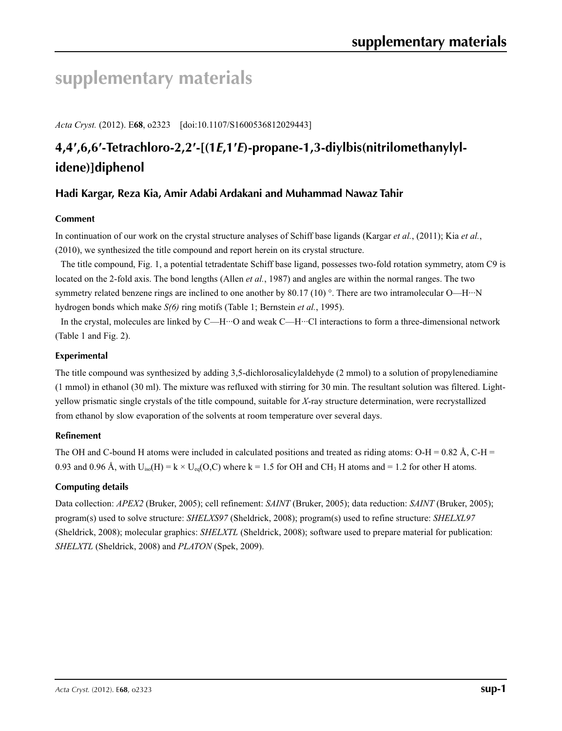# supplementary materials

*Acta Cryst.* (2012). E**68**, o2323 [doi:10.1107/S1600536812029443]

## 4,4′,6,6′-Tetrachloro-2,2′-[(1*E*,1′*E*)-propane-1,3-diylbis(nitrilomethanylylidene)]diphenol

### Hadi Kargar, Reza Kia, Amir Adabi Ardakani and Muhammad Nawaz Tahir

#### Comment

In continuation of our work on the crystal structure analyses of Schiff base ligands (Kargar *et al.*, (2011); Kia *et al.*, (2010), we synthesized the title compound and report herein on its crystal structure.

The title compound, Fig. 1, a potential tetradentate Schiff base ligand, possesses two-fold rotation symmetry, atom C9 is located on the 2-fold axis. The bond lengths (Allen *et al.*, 1987) and angles are within the normal ranges. The two symmetry related benzene rings are inclined to one another by 80.17 (10) °. There are two intramolecular O—H···N hydrogen bonds which make *S(6)* ring motifs (Table 1; Bernstein *et al.*, 1995).

In the crystal, molecules are linked by C—H···O and weak C—H···Cl interactions to form a three-dimensional network (Table 1 and Fig. 2).

#### Experimental

The title compound was synthesized by adding 3,5-dichlorosalicylaldehyde (2 mmol) to a solution of propylenediamine (1 mmol) in ethanol (30 ml). The mixture was refluxed with stirring for 30 min. The resultant solution was filtered. Light-yellow prismatic single crystals of the title compound, suitable for *X*-ray structure determination, were recrystallized from ethanol by slow evaporation of the solvents at room temperature over several days.

#### Refinement

The OH and C-bound H atoms were included in calculated positions and treated as riding atoms: O-H = 0.82 Å, C-H = 0.93 and 0.96 Å, with $U_{iso}(H) = k \times U_{eq}(O,C)$ where k = 1.5 for OH and $CH_3$ H atoms and = 1.2 for other H atoms.

#### Computing details

Data collection: *APEX2* (Bruker, 2005); cell refinement: *SAINT* (Bruker, 2005); data reduction: *SAINT* (Bruker, 2005); program(s) used to solve structure: *SHELXS97* (Sheldrick, 2008); program(s) used to refine structure: *SHELXL97* (Sheldrick, 2008); molecular graphics: *SHELXTL* (Sheldrick, 2008); software used to prepare material for publication: *SHELXTL* (Sheldrick, 2008) and *PLATON* (Spek, 2009).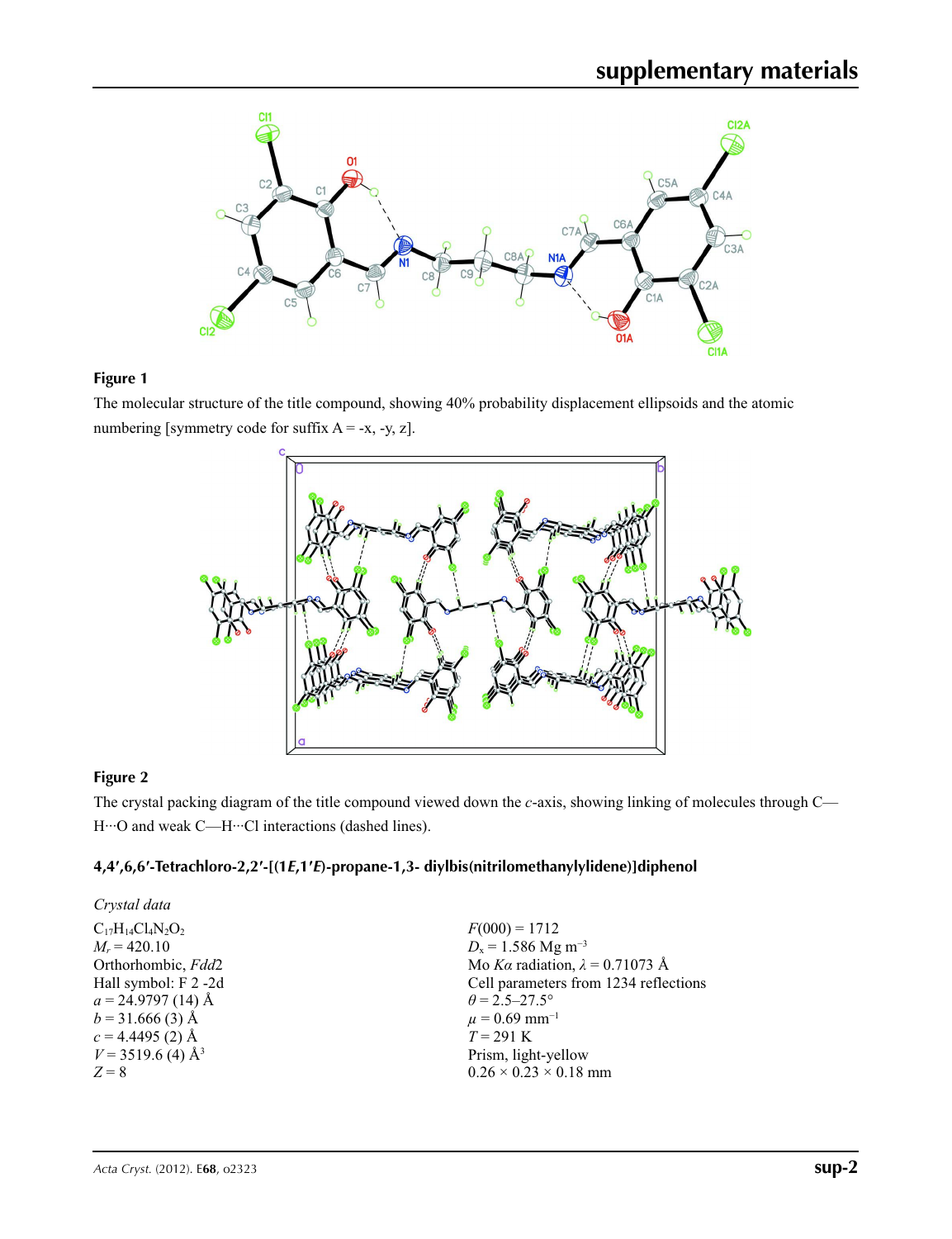**Figure 1**

The molecular structure of the title compound, showing 40% probability displacement ellipsoids and the atomic numbering [symmetry code for suffix A = -x, -y, z].

**Figure 2**

The crystal packing diagram of the title compound viewed down the *c*-axis, showing linking of molecules through C—H···O and weak C—H···Cl interactions (dashed lines).

### 4,4′,6,6′-Tetrachloro-2,2′-[(1*E*,1′*E*)-propane-1,3- diylbis(nitrilomethanylylidene)]diphenol

*Crystal data*

$C_{17}H_{14}Cl_4N_2O_2$
$M_r$ = 420.10
Orthorhombic, *Fdd*2
Hall symbol: F 2 -2d
*a* = 24.9797 (14) Å
*b* = 31.666 (3) Å
*c* = 4.4495 (2) Å
*V* = 3519.6 (4) Å$^3$
*Z* = 8

*F*(000) = 1712
$D_x$ = 1.586 Mg m$^{-3}$
Mo *Kα* radiation, *λ* = 0.71073 Å
Cell parameters from 1234 reflections
*θ* = 2.5–27.5°
*μ* = 0.69 mm$^{-1}$
*T* = 291 K
Prism, light-yellow
0.26 × 0.23 × 0.18 mm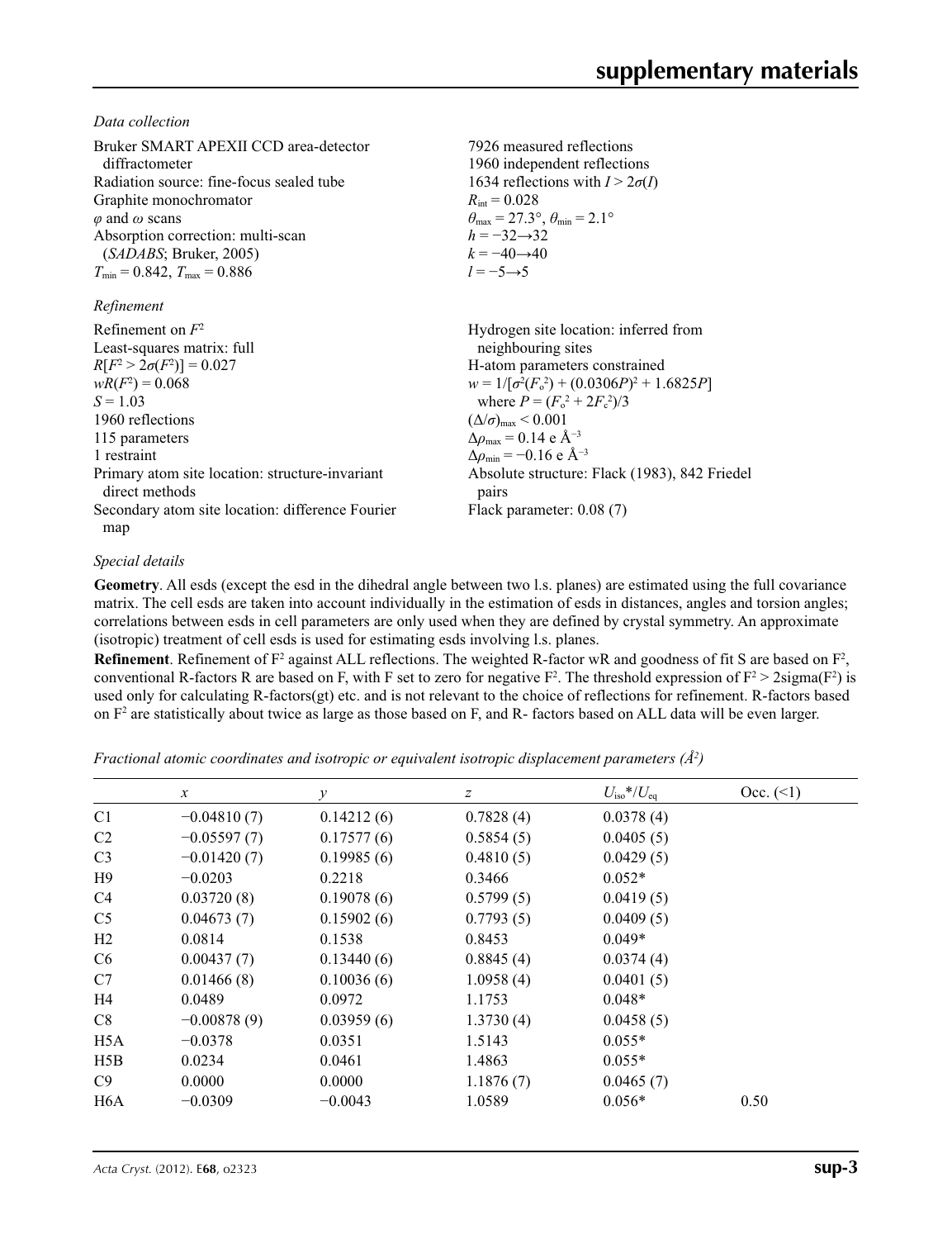*Data collection*

| | |
|---|---|
| Bruker SMART APEXII CCD area-detector diffractometer | 7926 measured reflections |
| Radiation source: fine-focus sealed tube | 1960 independent reflections |
| Graphite monochromator | 1634 reflections with $I > 2\sigma(I)$ |
| $\varphi$ and $\omega$ scans | $R_{int} = 0.028$ |
| Absorption correction: multi-scan (*SADABS*; Bruker, 2005) | $\theta_{max} = 27.3°$, $\theta_{min} = 2.1°$ |
| $T_{min} = 0.842$, $T_{max} = 0.886$ | $h = -32 \rightarrow 32$ |
| | $k = -40 \rightarrow 40$ |
| | $l = -5 \rightarrow 5$ |

*Refinement*

| | |
|---|---|
| Refinement on $F^2$ | Hydrogen site location: inferred from neighbouring sites |
| Least-squares matrix: full | H-atom parameters constrained |
| $R[F^2 > 2\sigma(F^2)] = 0.027$ | $w = 1/[\sigma^2(F_o^2) + (0.0306P)^2 + 1.6825P]$ where $P = (F_o^2 + 2F_c^2)/3$ |
| $wR(F^2) = 0.068$ | $(\Delta/\sigma)_{max} < 0.001$ |
| $S = 1.03$ | $\Delta\rho_{max} = 0.14$ e Å$^{-3}$ |
| 1960 reflections | $\Delta\rho_{min} = -0.16$ e Å$^{-3}$ |
| 115 parameters | Absolute structure: Flack (1983), 842 Friedel pairs |
| 1 restraint | Flack parameter: 0.08 (7) |
| Primary atom site location: structure-invariant direct methods | |
| Secondary atom site location: difference Fourier map | |

*Special details*

**Geometry**. All esds (except the esd in the dihedral angle between two l.s. planes) are estimated using the full covariance matrix. The cell esds are taken into account individually in the estimation of esds in distances, angles and torsion angles; correlations between esds in cell parameters are only used when they are defined by crystal symmetry. An approximate (isotropic) treatment of cell esds is used for estimating esds involving l.s. planes.

**Refinement**. Refinement of $F^2$ against ALL reflections. The weighted R-factor wR and goodness of fit S are based on $F^2$, conventional R-factors R are based on F, with F set to zero for negative $F^2$. The threshold expression of $F^2 > 2\text{sigma}(F^2)$ is used only for calculating R-factors(gt) etc. and is not relevant to the choice of reflections for refinement. R-factors based on $F^2$ are statistically about twice as large as those based on F, and R- factors based on ALL data will be even larger.

*Fractional atomic coordinates and isotropic or equivalent isotropic displacement parameters (Å$^2$)*

| | $x$ | $y$ | $z$ | $U_{iso}$*/$U_{eq}$ | Occ. (<1) |
|---|---|---|---|---|---|
| C1 | −0.04810 (7) | 0.14212 (6) | 0.7828 (4) | 0.0378 (4) | |
| C2 | −0.05597 (7) | 0.17577 (6) | 0.5854 (5) | 0.0405 (5) | |
| C3 | −0.01420 (7) | 0.19985 (6) | 0.4810 (5) | 0.0429 (5) | |
| H9 | −0.0203 | 0.2218 | 0.3466 | 0.052* | |
| C4 | 0.03720 (8) | 0.19078 (6) | 0.5799 (5) | 0.0419 (5) | |
| C5 | 0.04673 (7) | 0.15902 (6) | 0.7793 (5) | 0.0409 (5) | |
| H2 | 0.0814 | 0.1538 | 0.8453 | 0.049* | |
| C6 | 0.00437 (7) | 0.13440 (6) | 0.8845 (4) | 0.0374 (4) | |
| C7 | 0.01466 (8) | 0.10036 (6) | 1.0958 (4) | 0.0401 (5) | |
| H4 | 0.0489 | 0.0972 | 1.1753 | 0.048* | |
| C8 | −0.00878 (9) | 0.03959 (6) | 1.3730 (4) | 0.0458 (5) | |
| H5A | −0.0378 | 0.0351 | 1.5143 | 0.055* | |
| H5B | 0.0234 | 0.0461 | 1.4863 | 0.055* | |
| C9 | 0.0000 | 0.0000 | 1.1876 (7) | 0.0465 (7) | |
| H6A | −0.0309 | −0.0043 | 1.0589 | 0.056* | 0.50 |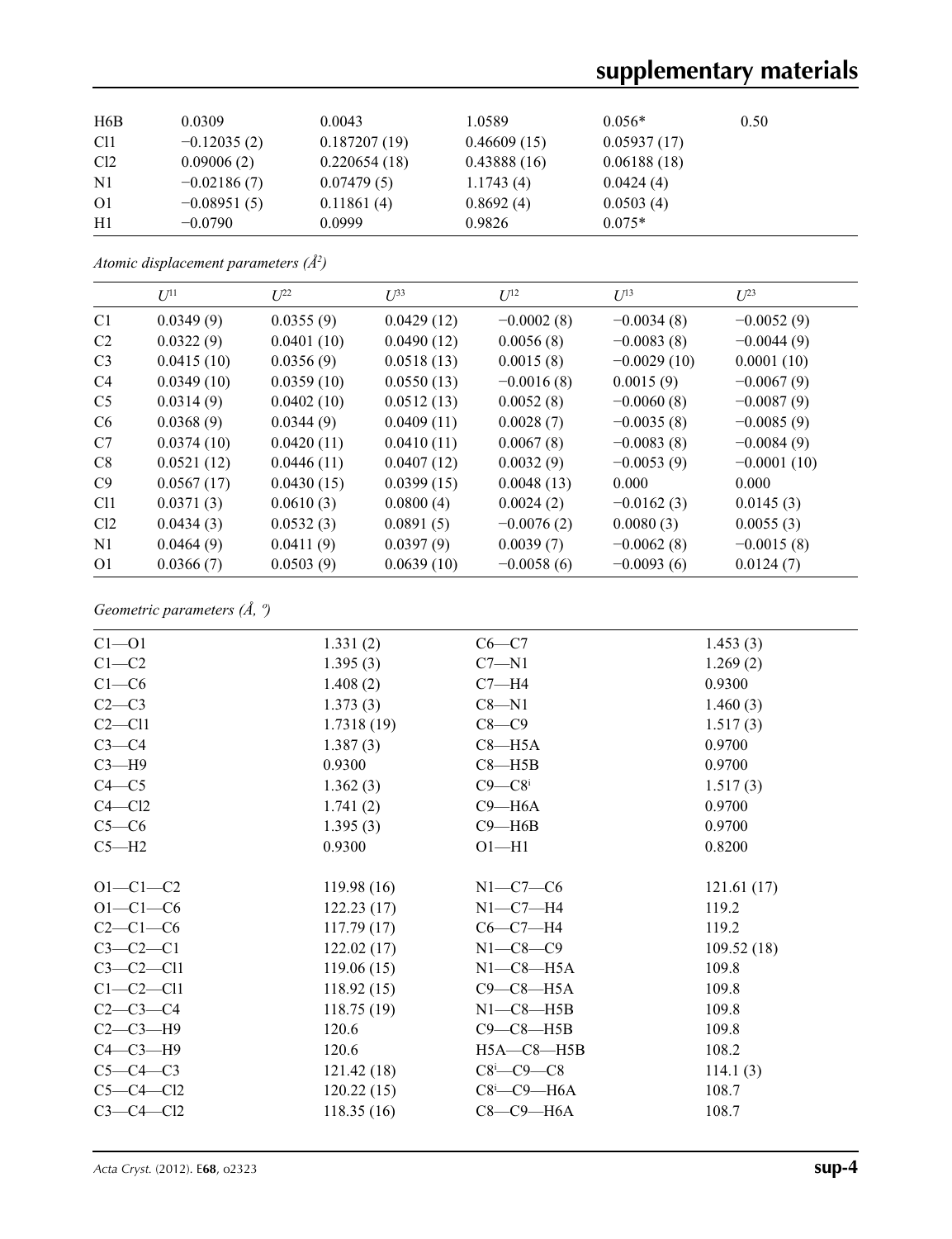| | | | | | |
|---|---|---|---|---|---|
| H6B | 0.0309 | 0.0043 | 1.0589 | 0.056* | 0.50 |
| Cl1 | −0.12035 (2) | 0.187207 (19) | 0.46609 (15) | 0.05937 (17) | |
| Cl2 | 0.09006 (2) | 0.220654 (18) | 0.43888 (16) | 0.06188 (18) | |
| N1 | −0.02186 (7) | 0.07479 (5) | 1.1743 (4) | 0.0424 (4) | |
| O1 | −0.08951 (5) | 0.11861 (4) | 0.8692 (4) | 0.0503 (4) | |
| H1 | −0.0790 | 0.0999 | 0.9826 | 0.075* | |

*Atomic displacement parameters (Å$^2$)*

| | $U^{11}$ | $U^{22}$ | $U^{33}$ | $U^{12}$ | $U^{13}$ | $U^{23}$ |
|---|---|---|---|---|---|---|
| C1 | 0.0349 (9) | 0.0355 (9) | 0.0429 (12) | −0.0002 (8) | −0.0034 (8) | −0.0052 (9) |
| C2 | 0.0322 (9) | 0.0401 (10) | 0.0490 (12) | 0.0056 (8) | −0.0083 (8) | −0.0044 (9) |
| C3 | 0.0415 (10) | 0.0356 (9) | 0.0518 (13) | 0.0015 (8) | −0.0029 (10) | 0.0001 (10) |
| C4 | 0.0349 (10) | 0.0359 (10) | 0.0550 (13) | −0.0016 (8) | 0.0015 (9) | −0.0067 (9) |
| C5 | 0.0314 (9) | 0.0402 (10) | 0.0512 (13) | 0.0052 (8) | −0.0060 (8) | −0.0087 (9) |
| C6 | 0.0368 (9) | 0.0344 (9) | 0.0409 (11) | 0.0028 (7) | −0.0035 (8) | −0.0085 (9) |
| C7 | 0.0374 (10) | 0.0420 (11) | 0.0410 (11) | 0.0067 (8) | −0.0083 (8) | −0.0084 (9) |
| C8 | 0.0521 (12) | 0.0446 (11) | 0.0407 (12) | 0.0032 (9) | −0.0053 (9) | −0.0001 (10) |
| C9 | 0.0567 (17) | 0.0430 (15) | 0.0399 (15) | 0.0048 (13) | 0.000 | 0.000 |
| Cl1 | 0.0371 (3) | 0.0610 (3) | 0.0800 (4) | 0.0024 (2) | −0.0162 (3) | 0.0145 (3) |
| Cl2 | 0.0434 (3) | 0.0532 (3) | 0.0891 (5) | −0.0076 (2) | 0.0080 (3) | 0.0055 (3) |
| N1 | 0.0464 (9) | 0.0411 (9) | 0.0397 (9) | 0.0039 (7) | −0.0062 (8) | −0.0015 (8) |
| O1 | 0.0366 (7) | 0.0503 (9) | 0.0639 (10) | −0.0058 (6) | −0.0093 (6) | 0.0124 (7) |

*Geometric parameters (Å, º)*

| | | | |
|---|---|---|---|
| C1—O1 | 1.331 (2) | C6—C7 | 1.453 (3) |
| C1—C2 | 1.395 (3) | C7—N1 | 1.269 (2) |
| C1—C6 | 1.408 (2) | C7—H4 | 0.9300 |
| C2—C3 | 1.373 (3) | C8—N1 | 1.460 (3) |
| C2—Cl1 | 1.7318 (19) | C8—C9 | 1.517 (3) |
| C3—C4 | 1.387 (3) | C8—H5A | 0.9700 |
| C3—H9 | 0.9300 | C8—H5B | 0.9700 |
| C4—C5 | 1.362 (3) | C9—C8$^i$ | 1.517 (3) |
| C4—Cl2 | 1.741 (2) | C9—H6A | 0.9700 |
| C5—C6 | 1.395 (3) | C9—H6B | 0.9700 |
| C5—H2 | 0.9300 | O1—H1 | 0.8200 |
| | | | |
| O1—C1—C2 | 119.98 (16) | N1—C7—C6 | 121.61 (17) |
| O1—C1—C6 | 122.23 (17) | N1—C7—H4 | 119.2 |
| C2—C1—C6 | 117.79 (17) | C6—C7—H4 | 119.2 |
| C3—C2—C1 | 122.02 (17) | N1—C8—C9 | 109.52 (18) |
| C3—C2—Cl1 | 119.06 (15) | N1—C8—H5A | 109.8 |
| C1—C2—Cl1 | 118.92 (15) | C9—C8—H5A | 109.8 |
| C2—C3—C4 | 118.75 (19) | N1—C8—H5B | 109.8 |
| C2—C3—H9 | 120.6 | C9—C8—H5B | 109.8 |
| C4—C3—H9 | 120.6 | H5A—C8—H5B | 108.2 |
| C5—C4—C3 | 121.42 (18) | C8$^i$—C9—C8 | 114.1 (3) |
| C5—C4—Cl2 | 120.22 (15) | C8$^i$—C9—H6A | 108.7 |
| C3—C4—Cl2 | 118.35 (16) | C8—C9—H6A | 108.7 |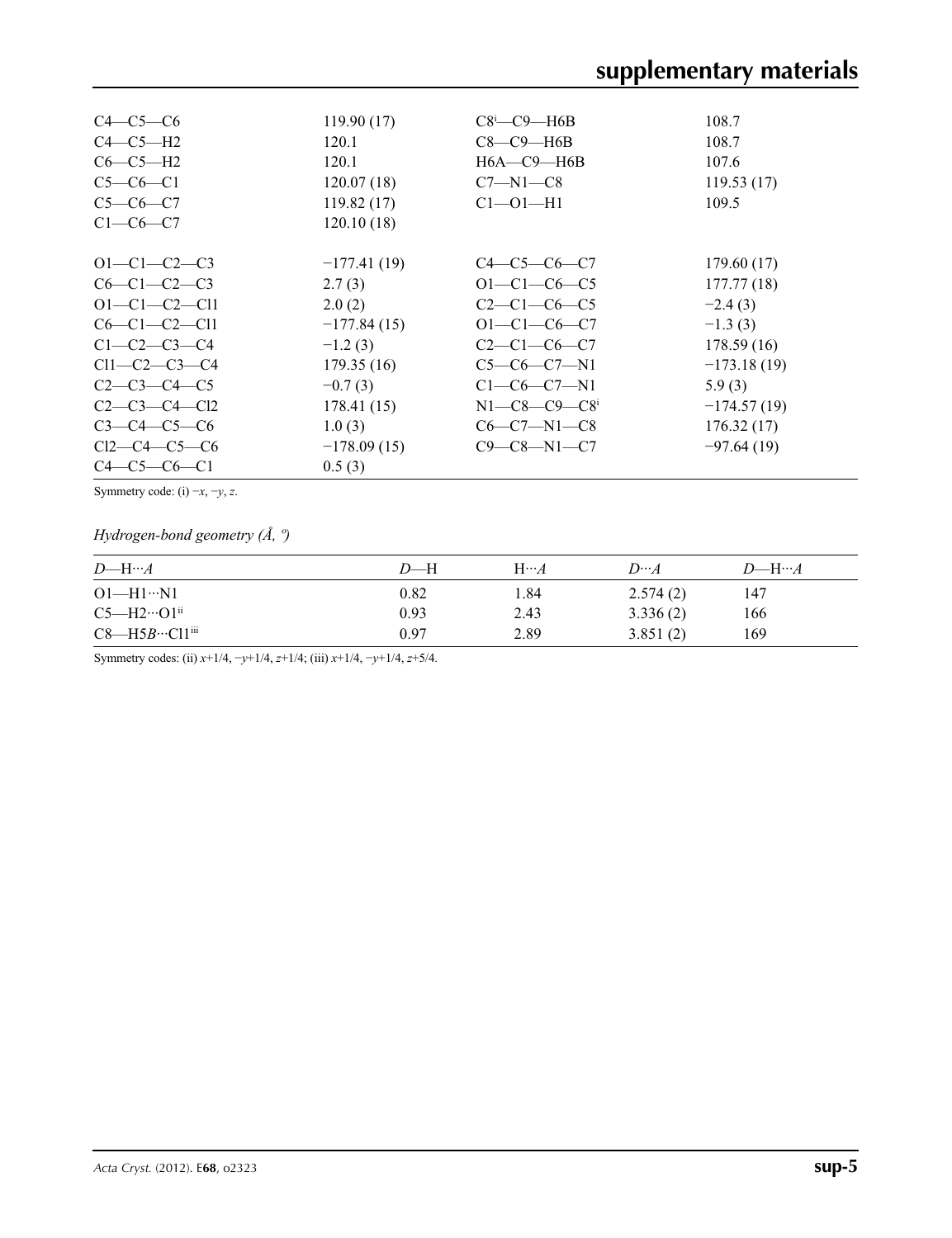| | | | |
|---|---|---|---|
| C4—C5—C6 | 119.90 (17) | C8$^{i}$—C9—H6B | 108.7 |
| C4—C5—H2 | 120.1 | C8—C9—H6B | 108.7 |
| C6—C5—H2 | 120.1 | H6A—C9—H6B | 107.6 |
| C5—C6—C1 | 120.07 (18) | C7—N1—C8 | 119.53 (17) |
| C5—C6—C7 | 119.82 (17) | C1—O1—H1 | 109.5 |
| C1—C6—C7 | 120.10 (18) | | |
| | | | |
| O1—C1—C2—C3 | −177.41 (19) | C4—C5—C6—C7 | 179.60 (17) |
| C6—C1—C2—C3 | 2.7 (3) | O1—C1—C6—C5 | 177.77 (18) |
| O1—C1—C2—Cl1 | 2.0 (2) | C2—C1—C6—C5 | −2.4 (3) |
| C6—C1—C2—Cl1 | −177.84 (15) | O1—C1—C6—C7 | −1.3 (3) |
| C1—C2—C3—C4 | −1.2 (3) | C2—C1—C6—C7 | 178.59 (16) |
| Cl1—C2—C3—C4 | 179.35 (16) | C5—C6—C7—N1 | −173.18 (19) |
| C2—C3—C4—C5 | −0.7 (3) | C1—C6—C7—N1 | 5.9 (3) |
| C2—C3—C4—Cl2 | 178.41 (15) | N1—C8—C9—C8$^{i}$ | −174.57 (19) |
| C3—C4—C5—C6 | 1.0 (3) | C6—C7—N1—C8 | 176.32 (17) |
| Cl2—C4—C5—C6 | −178.09 (15) | C9—C8—N1—C7 | −97.64 (19) |
| C4—C5—C6—C1 | 0.5 (3) | | |

Symmetry code: (i) $-x$, $-y$, $z$.

*Hydrogen-bond geometry (Å, º)*

| *D*—H···*A* | *D*—H | H···*A* | *D*···*A* | *D*—H···*A* |
|---|---|---|---|---|
| O1—H1···N1 | 0.82 | 1.84 | 2.574 (2) | 147 |
| C5—H2···O1$^{ii}$ | 0.93 | 2.43 | 3.336 (2) | 166 |
| C8—H5*B*···Cl1$^{iii}$ | 0.97 | 2.89 | 3.851 (2) | 169 |

Symmetry codes: (ii) $x+1/4$, $-y+1/4$, $z+1/4$; (iii) $x+1/4$, $-y+1/4$, $z+5/4$.